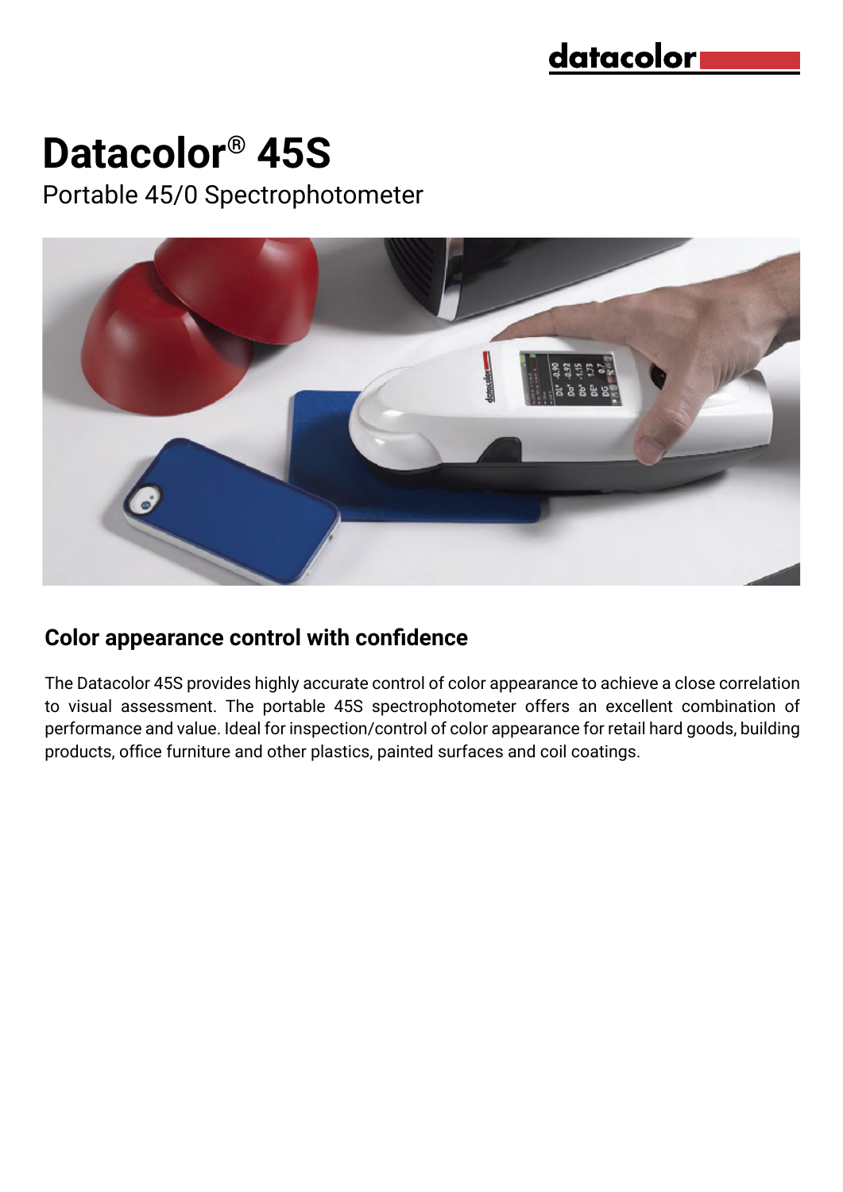# Datacolor® 45S

Portable 45/0 Spectrophotometer

## Color appearance control with confidence

The Datacolor 45S provides highly accurate control of color appearance to achieve a close correlation to visual assessment. The portable 45S spectrophotometer offers an excellent combination of performance and value. Ideal for inspection/control of color appearance for retail hard goods, building products, office furniture and other plastics, painted surfaces and coil coatings.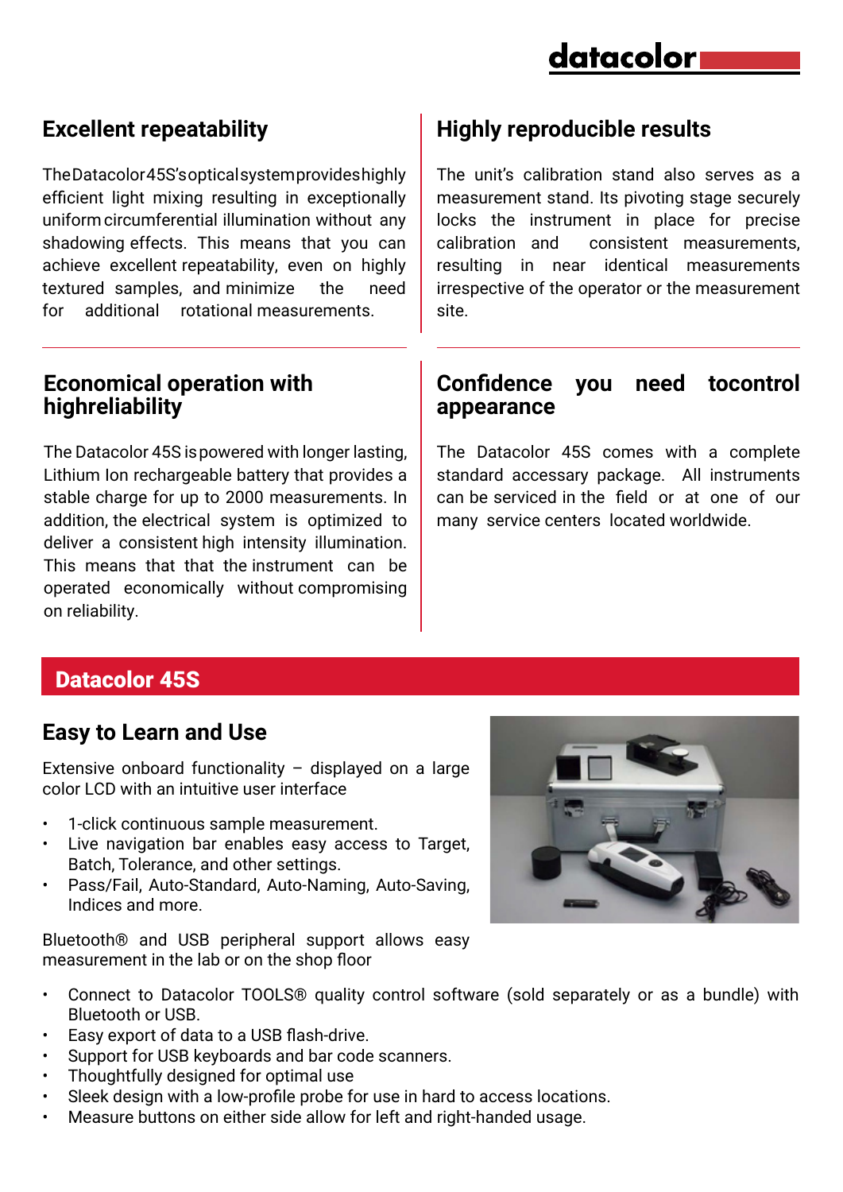## Excellent repeatability

The Datacolor 45S's optical system provides highly efficient light mixing resulting in exceptionally uniform circumferential illumination without any shadowing effects. This means that you can achieve excellent repeatability, even on highly textured samples, and minimize the need for additional rotational measurements.

## Highly reproducible results

The unit's calibration stand also serves as a measurement stand. Its pivoting stage securely locks the instrument in place for precise calibration and consistent measurements, resulting in near identical measurements irrespective of the operator or the measurement site.

## Economical operation with highreliability

The Datacolor 45S is powered with longer lasting, Lithium Ion rechargeable battery that provides a stable charge for up to 2000 measurements. In addition, the electrical system is optimized to deliver a consistent high intensity illumination. This means that that the instrument can be operated economically without compromising on reliability.

## Confidence you need tocontrol appearance

The Datacolor 45S comes with a complete standard accessary package. All instruments can be serviced in the field or at one of our many service centers located worldwide.

# Datacolor 45S

## Easy to Learn and Use

Extensive onboard functionality – displayed on a large color LCD with an intuitive user interface

- 1-click continuous sample measurement.
- Live navigation bar enables easy access to Target, Batch, Tolerance, and other settings.
- Pass/Fail, Auto-Standard, Auto-Naming, Auto-Saving, Indices and more.

Bluetooth® and USB peripheral support allows easy measurement in the lab or on the shop floor

- Connect to Datacolor TOOLS® quality control software (sold separately or as a bundle) with Bluetooth or USB.
- Easy export of data to a USB flash-drive.
- Support for USB keyboards and bar code scanners.
- Thoughtfully designed for optimal use
- Sleek design with a low-profile probe for use in hard to access locations.
- Measure buttons on either side allow for left and right-handed usage.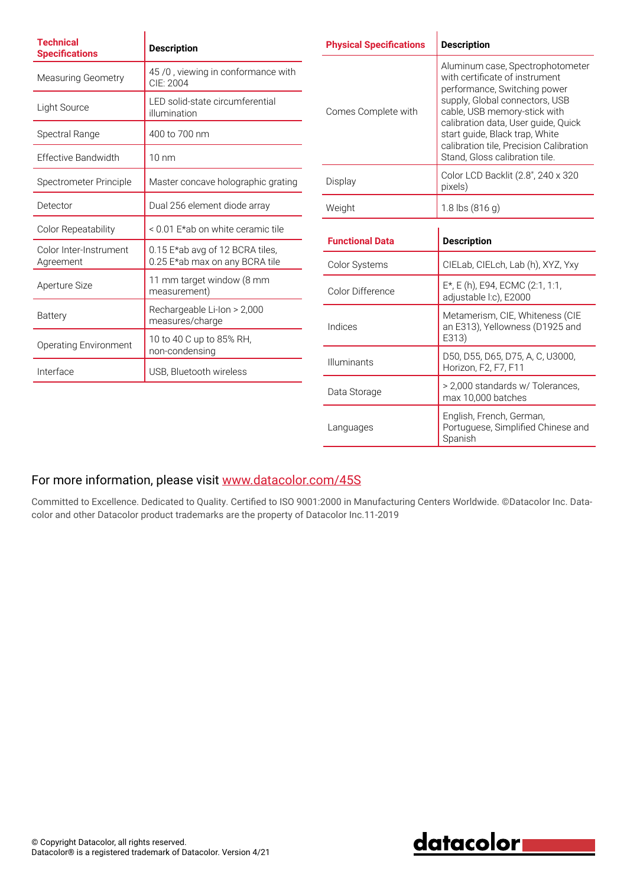| Technical Specifications | Description |
|---|---|
| Measuring Geometry | 45 /0 , viewing in conformance with CIE: 2004 |
| Light Source | LED solid-state circumferential illumination |
| Spectral Range | 400 to 700 nm |
| Effective Bandwidth | 10 nm |
| Spectrometer Principle | Master concave holographic grating |
| Detector | Dual 256 element diode array |
| Color Repeatability | < 0.01 E*ab on white ceramic tile |
| Color Inter-Instrument Agreement | 0.15 E*ab avg of 12 BCRA tiles, 0.25 E*ab max on any BCRA tile |
| Aperture Size | 11 mm target window (8 mm measurement) |
| Battery | Rechargeable Li-Ion > 2,000 measures/charge |
| Operating Environment | 10 to 40 C up to 85% RH, non-condensing |
| Interface | USB, Bluetooth wireless |

| Physical Specifications | Description |
|---|---|
| Comes Complete with | Aluminum case, Spectrophotometer with certificate of instrument performance, Switching power supply, Global connectors, USB cable, USB memory-stick with calibration data, User guide, Quick start guide, Black trap, White calibration tile, Precision Calibration Stand, Gloss calibration tile. |
| Display | Color LCD Backlit (2.8", 240 x 320 pixels) |
| Weight | 1.8 lbs (816 g) |

| Functional Data | Description |
|---|---|
| Color Systems | CIELab, CIELch, Lab (h), XYZ, Yxy |
| Color Difference | E*, E (h), E94, ECMC (2:1, 1:1, adjustable l:c), E2000 |
| Indices | Metamerism, CIE, Whiteness (CIE an E313), Yellowness (D1925 and E313) |
| Illuminants | D50, D55, D65, D75, A, C, U3000, Horizon, F2, F7, F11 |
| Data Storage | > 2,000 standards w/ Tolerances, max 10,000 batches |
| Languages | English, French, German, Portuguese, Simplified Chinese and Spanish |

## For more information, please visit www.datacolor.com/45S

Committed to Excellence. Dedicated to Quality. Certified to ISO 9001:2000 in Manufacturing Centers Worldwide. ©Datacolor Inc. Datacolor and other Datacolor product trademarks are the property of Datacolor Inc.11-2019

© Copyright Datacolor, all rights reserved.
Datacolor® is a registered trademark of Datacolor. Version 4/21

datacolor